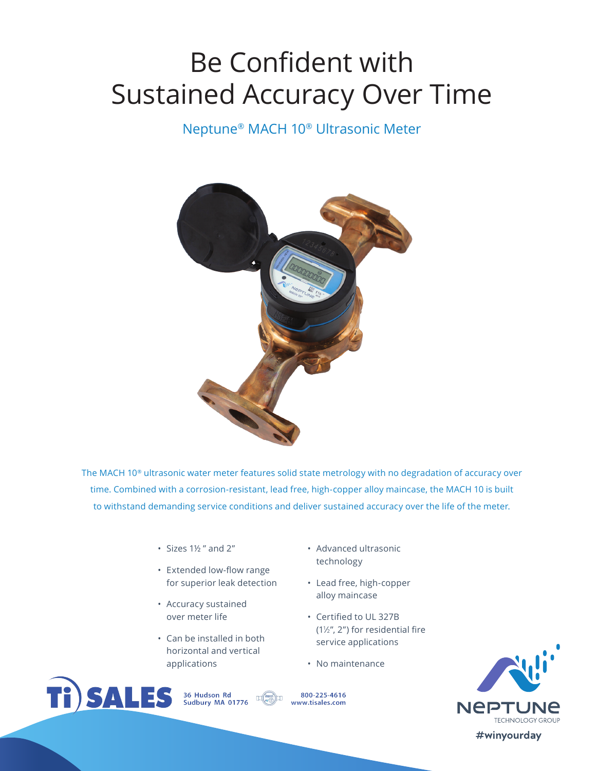# Be Confident with Sustained Accuracy Over Time

## Neptune® MACH 10® Ultrasonic Meter

The MACH 10® ultrasonic water meter features solid state metrology with no degradation of accuracy over time. Combined with a corrosion-resistant, lead free, high-copper alloy maincase, the MACH 10 is built to withstand demanding service conditions and deliver sustained accuracy over the life of the meter.

- Sizes 1½ " and 2"
- Extended low-flow range for superior leak detection
- Accuracy sustained over meter life
- Can be installed in both horizontal and vertical applications
- Advanced ultrasonic technology
- Lead free, high-copper alloy maincase
- Certified to UL 327B (1½", 2") for residential fire service applications
- No maintenance

Ti) SALES
36 Hudson Rd
Sudbury MA 01776

800-225-4616
www.tisales.com

NEPTUNE TECHNOLOGY GROUP

#winyourday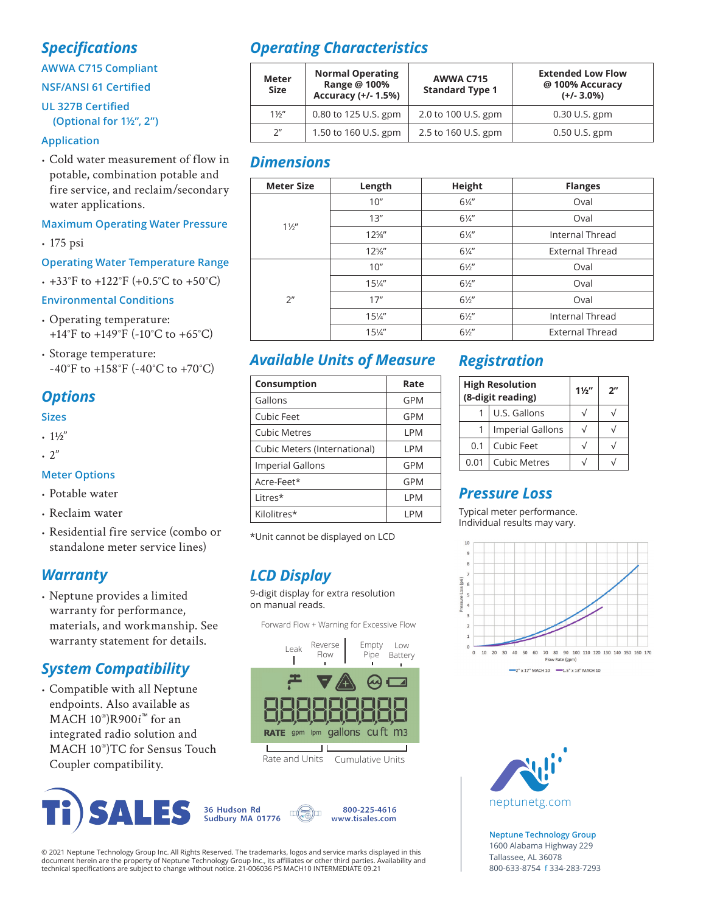## Specifications

AWWA C715 Compliant

NSF/ANSI 61 Certified

UL 327B Certified (Optional for 1½", 2")

### Application

- Cold water measurement of flow in potable, combination potable and fire service, and reclaim/secondary water applications.

### Maximum Operating Water Pressure

- 175 psi

### Operating Water Temperature Range

- +33°F to +122°F (+0.5°C to +50°C)

### Environmental Conditions

- Operating temperature: +14°F to +149°F (-10°C to +65°C)
- Storage temperature: -40°F to +158°F (-40°C to +70°C)

## Options

### Sizes

- 1½"
- 2"

### Meter Options

- Potable water
- Reclaim water
- Residential fire service (combo or standalone meter service lines)

## Warranty

- Neptune provides a limited warranty for performance, materials, and workmanship. See warranty statement for details.

## System Compatibility

- Compatible with all Neptune endpoints. Also available as MACH 10®)R900*i*™ for an integrated radio solution and MACH 10®)TC for Sensus Touch Coupler compatibility.

## Operating Characteristics

| Meter Size | Normal Operating Range @ 100% Accuracy (+/- 1.5%) | AWWA C715 Standard Type 1 | Extended Low Flow @ 100% Accuracy (+/- 3.0%) |
|---|---|---|---|
| 1½" | 0.80 to 125 U.S. gpm | 2.0 to 100 U.S. gpm | 0.30 U.S. gpm |
| 2" | 1.50 to 160 U.S. gpm | 2.5 to 160 U.S. gpm | 0.50 U.S. gpm |

## Dimensions

| Meter Size | Length | Height | Flanges |
|---|---|---|---|
| 1½" | 10" | 6¼" | Oval |
| | 13" | 6¼" | Oval |
| | 12⅝" | 6¼" | Internal Thread |
| | 12⅝" | 6¼" | External Thread |
| 2" | 10" | 6½" | Oval |
| | 15¼" | 6½" | Oval |
| | 17" | 6½" | Oval |
| | 15¼" | 6½" | Internal Thread |
| | 15¼" | 6½" | External Thread |

## Available Units of Measure

| Consumption | Rate |
|---|---|
| Gallons | GPM |
| Cubic Feet | GPM |
| Cubic Metres | LPM |
| Cubic Meters (International) | LPM |
| Imperial Gallons | GPM |
| Acre-Feet* | GPM |
| Litres* | LPM |
| Kilolitres* | LPM |

*Unit cannot be displayed on LCD

## Registration

| High Resolution (8-digit reading) | | 1½" | 2" |
|---|---|---|---|
| 1 | U.S. Gallons | √ | √ |
| 1 | Imperial Gallons | √ | √ |
| 0.1 | Cubic Feet | √ | √ |
| 0.01 | Cubic Metres | √ | √ |

## LCD Display

9-digit display for extra resolution on manual reads.

Forward Flow + Warning for Excessive Flow

Leak

Reverse Flow

Empty Pipe

Low Battery

888888888

RATE gpm lpm gallons cu ft m3

Rate and Units

Cumulative Units

## Pressure Loss

Typical meter performance. Individual results may vary.

Pressure Loss (psi)

10
9
8
7
6
5
4
3
2
1
0

0 10 20 30 40 50 60 70 80 90 100 110 120 130 140 150 160 170

Flow Rate (gpm)

2" x 17" MACH 10

1.5" x 13" MACH 10

TI SALES
36 Hudson Rd
Sudbury MA 01776
800-225-4616
www.tisales.com

neptunetg.com

**Neptune Technology Group**
1600 Alabama Highway 229
Tallassee, AL 36078
800-633-8754 f 334-283-7293

© 2021 Neptune Technology Group Inc. All Rights Reserved. The trademarks, logos and service marks displayed in this document herein are the property of Neptune Technology Group Inc., its affiliates or other third parties. Availability and technical specifications are subject to change without notice. 21-006036 PS MACH10 INTERMEDIATE 09.21